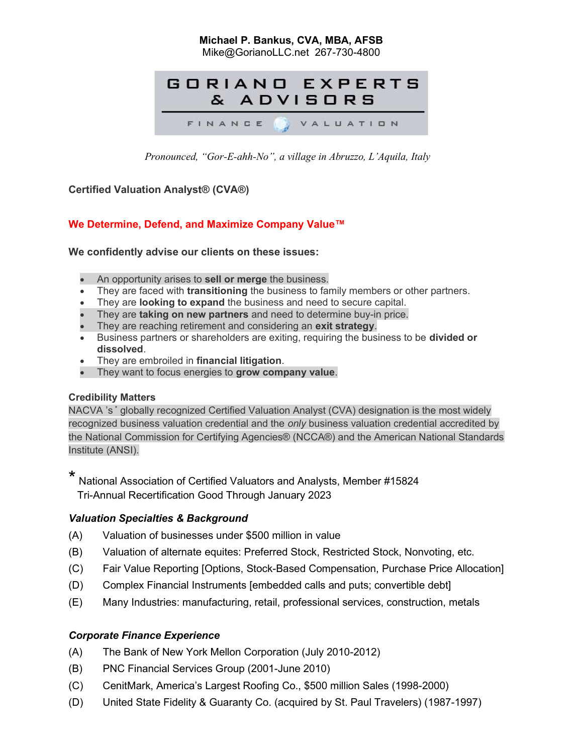**Michael P. Bankus, CVA, MBA, AFSB**
Mike@GorianoLLC.net 267-730-4800

GORIANO EXPERTS & ADVISORS

FINANCE VALUATION

*Pronounced, "Gor-E-ahh-No", a village in Abruzzo, L'Aquila, Italy*

**Certified Valuation Analyst® (CVA®)**

**We Determine, Defend, and Maximize Company Value™**

**We confidently advise our clients on these issues:**

- An opportunity arises to **sell or merge** the business.
- They are faced with **transitioning** the business to family members or other partners.
- They are **looking to expand** the business and need to secure capital.
- They are **taking on new partners** and need to determine buy-in price.
- They are reaching retirement and considering an **exit strategy**.
- Business partners or shareholders are exiting, requiring the business to be **divided or dissolved**.
- They are embroiled in **financial litigation**.
- They want to focus energies to **grow company value**.

**Credibility Matters**

NACVA 's * globally recognized Certified Valuation Analyst (CVA) designation is the most widely recognized business valuation credential and the *only* business valuation credential accredited by the National Commission for Certifying Agencies® (NCCA®) and the American National Standards Institute (ANSI).

* National Association of Certified Valuators and Analysts, Member #15824
Tri-Annual Recertification Good Through January 2023

***Valuation Specialties & Background***

(A) Valuation of businesses under $500 million in value

(B) Valuation of alternate equites: Preferred Stock, Restricted Stock, Nonvoting, etc.

(C) Fair Value Reporting [Options, Stock-Based Compensation, Purchase Price Allocation]

(D) Complex Financial Instruments [embedded calls and puts; convertible debt]

(E) Many Industries: manufacturing, retail, professional services, construction, metals

***Corporate Finance Experience***

(A) The Bank of New York Mellon Corporation (July 2010-2012)

(B) PNC Financial Services Group (2001-June 2010)

(C) CenitMark, America's Largest Roofing Co., $500 million Sales (1998-2000)

(D) United State Fidelity & Guaranty Co. (acquired by St. Paul Travelers) (1987-1997)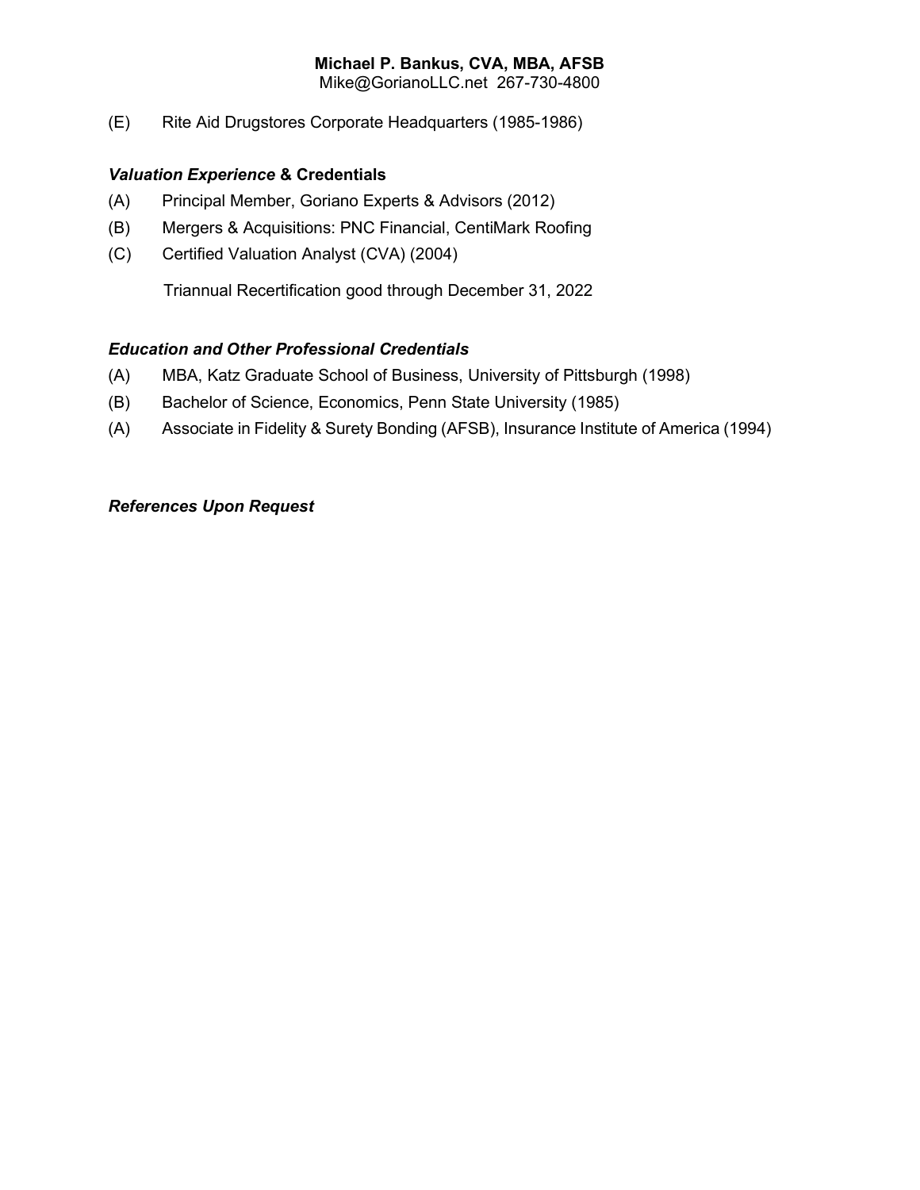**Michael P. Bankus, CVA, MBA, AFSB**
Mike@GorianoLLC.net 267-730-4800

(E) Rite Aid Drugstores Corporate Headquarters (1985-1986)

### *Valuation Experience* & Credentials

(A) Principal Member, Goriano Experts & Advisors (2012)

(B) Mergers & Acquisitions: PNC Financial, CentiMark Roofing

(C) Certified Valuation Analyst (CVA) (2004)

Triannual Recertification good through December 31, 2022

### *Education and Other Professional Credentials*

(A) MBA, Katz Graduate School of Business, University of Pittsburgh (1998)

(B) Bachelor of Science, Economics, Penn State University (1985)

(A) Associate in Fidelity & Surety Bonding (AFSB), Insurance Institute of America (1994)

### *References Upon Request*